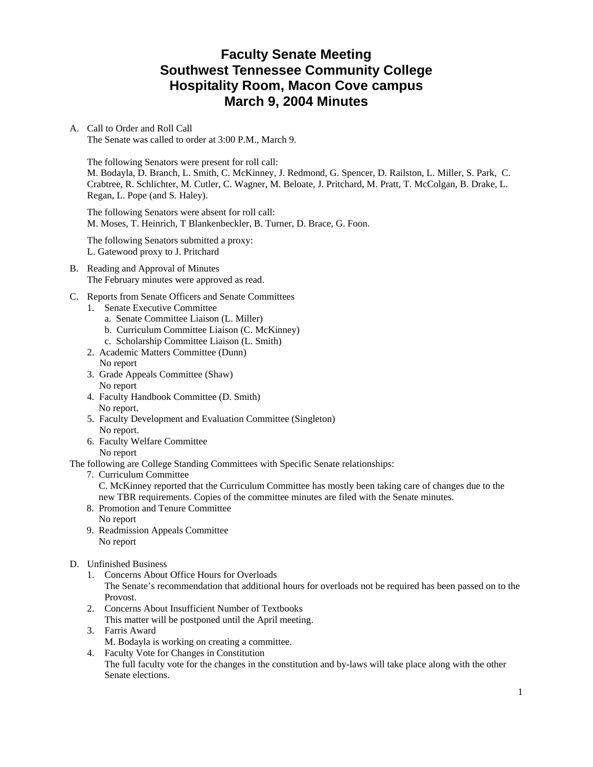# Faculty Senate Meeting
# Southwest Tennessee Community College
# Hospitality Room, Macon Cove campus
# March 9, 2004 Minutes

A. Call to Order and Roll Call
   The Senate was called to order at 3:00 P.M., March 9.

   The following Senators were present for roll call:
   M. Bodayla, D. Branch, L. Smith, C. McKinney, J. Redmond, G. Spencer, D. Railston, L. Miller, S. Park, C. Crabtree, R. Schlichter, M. Cutler, C. Wagner, M. Beloate, J. Pritchard, M. Pratt, T. McColgan, B. Drake, L. Regan, L. Pope (and S. Haley).

   The following Senators were absent for roll call:
   M. Moses, T. Heinrich, T Blankenbeckler, B. Turner, D. Brace, G. Foon.

   The following Senators submitted a proxy:
   L. Gatewood proxy to J. Pritchard

B. Reading and Approval of Minutes
   The February minutes were approved as read.

C. Reports from Senate Officers and Senate Committees
   1. Senate Executive Committee
      a. Senate Committee Liaison (L. Miller)
      b. Curriculum Committee Liaison (C. McKinney)
      c. Scholarship Committee Liaison (L. Smith)
   2. Academic Matters Committee (Dunn)
      No report
   3. Grade Appeals Committee (Shaw)
      No report
   4. Faculty Handbook Committee (D. Smith)
      No report.
   5. Faculty Development and Evaluation Committee (Singleton)
      No report.
   6. Faculty Welfare Committee
      No report

The following are College Standing Committees with Specific Senate relationships:

   7. Curriculum Committee
      C. McKinney reported that the Curriculum Committee has mostly been taking care of changes due to the new TBR requirements. Copies of the committee minutes are filed with the Senate minutes.
   8. Promotion and Tenure Committee
      No report
   9. Readmission Appeals Committee
      No report

D. Unfinished Business
   1. Concerns About Office Hours for Overloads
      The Senate's recommendation that additional hours for overloads not be required has been passed on to the Provost.
   2. Concerns About Insufficient Number of Textbooks
      This matter will be postponed until the April meeting.
   3. Farris Award
      M. Bodayla is working on creating a committee.
   4. Faculty Vote for Changes in Constitution
      The full faculty vote for the changes in the constitution and by-laws will take place along with the other Senate elections.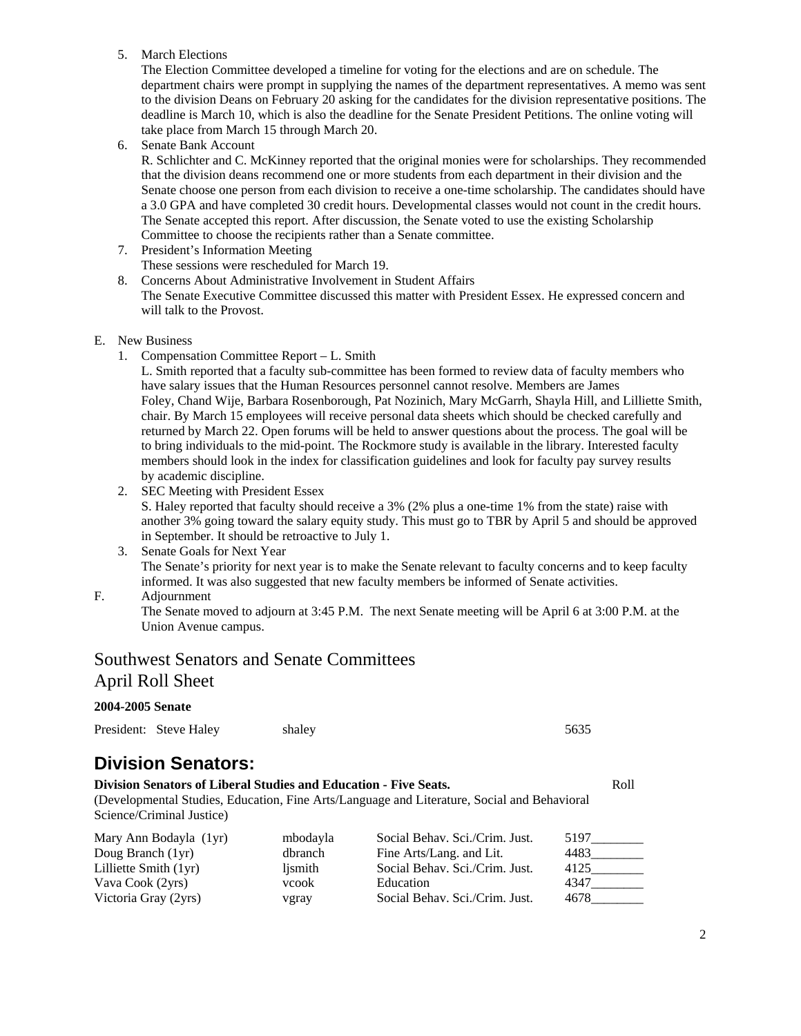5. March Elections
   The Election Committee developed a timeline for voting for the elections and are on schedule. The department chairs were prompt in supplying the names of the department representatives. A memo was sent to the division Deans on February 20 asking for the candidates for the division representative positions. The deadline is March 10, which is also the deadline for the Senate President Petitions. The online voting will take place from March 15 through March 20.
6. Senate Bank Account
   R. Schlichter and C. McKinney reported that the original monies were for scholarships. They recommended that the division deans recommend one or more students from each department in their division and the Senate choose one person from each division to receive a one-time scholarship. The candidates should have a 3.0 GPA and have completed 30 credit hours. Developmental classes would not count in the credit hours. The Senate accepted this report. After discussion, the Senate voted to use the existing Scholarship Committee to choose the recipients rather than a Senate committee.
7. President's Information Meeting
   These sessions were rescheduled for March 19.
8. Concerns About Administrative Involvement in Student Affairs
   The Senate Executive Committee discussed this matter with President Essex. He expressed concern and will talk to the Provost.

E. New Business
1. Compensation Committee Report – L. Smith
   L. Smith reported that a faculty sub-committee has been formed to review data of faculty members who have salary issues that the Human Resources personnel cannot resolve. Members are James Foley, Chand Wije, Barbara Rosenborough, Pat Nozinich, Mary McGarrh, Shayla Hill, and Lilliette Smith, chair. By March 15 employees will receive personal data sheets which should be checked carefully and returned by March 22. Open forums will be held to answer questions about the process. The goal will be to bring individuals to the mid-point. The Rockmore study is available in the library. Interested faculty members should look in the index for classification guidelines and look for faculty pay survey results by academic discipline.
2. SEC Meeting with President Essex
   S. Haley reported that faculty should receive a 3% (2% plus a one-time 1% from the state) raise with another 3% going toward the salary equity study. This must go to TBR by April 5 and should be approved in September. It should be retroactive to July 1.
3. Senate Goals for Next Year
   The Senate's priority for next year is to make the Senate relevant to faculty concerns and to keep faculty informed. It was also suggested that new faculty members be informed of Senate activities.

F. Adjournment
   The Senate moved to adjourn at 3:45 P.M. The next Senate meeting will be April 6 at 3:00 P.M. at the Union Avenue campus.

## Southwest Senators and Senate Committees
## April Roll Sheet

**2004-2005 Senate**

President: Steve Haley    shaley    5635

# Division Senators:

**Division Senators of Liberal Studies and Education - Five Seats.** Roll

(Developmental Studies, Education, Fine Arts/Language and Literature, Social and Behavioral Science/Criminal Justice)

| Name | Username | Department | Roll |
|---|---|---|---|
| Mary Ann Bodayla (1yr) | mbodayla | Social Behav. Sci./Crim. Just. | 5197________ |
| Doug Branch (1yr) | dbranch | Fine Arts/Lang. and Lit. | 4483________ |
| Lilliette Smith (1yr) | ljsmith | Social Behav. Sci./Crim. Just. | 4125________ |
| Vava Cook (2yrs) | vcook | Education | 4347________ |
| Victoria Gray (2yrs) | vgray | Social Behav. Sci./Crim. Just. | 4678________ |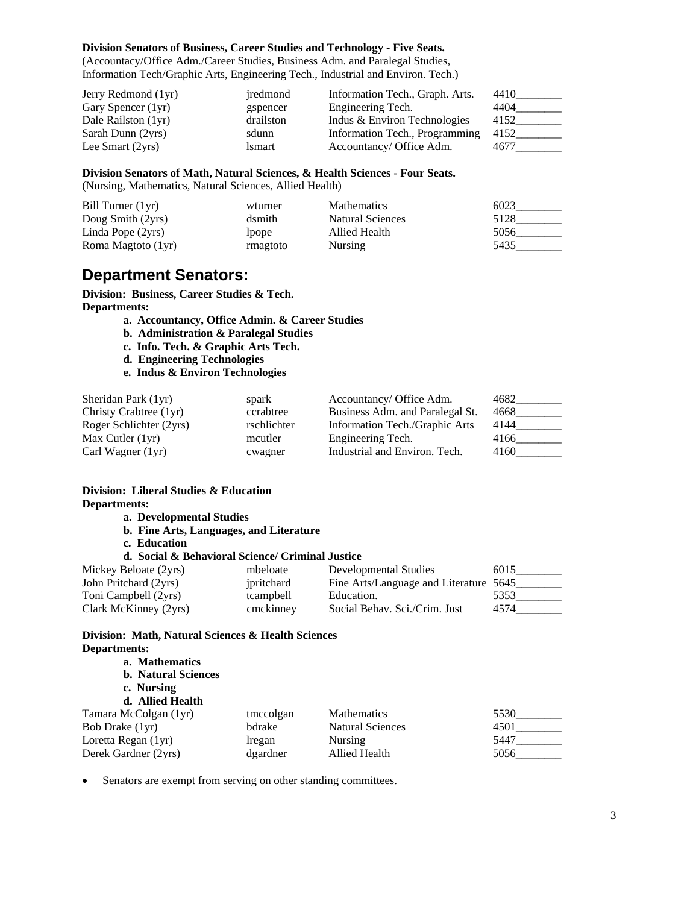**Division Senators of Business, Career Studies and Technology - Five Seats.**
(Accountacy/Office Adm./Career Studies, Business Adm. and Paralegal Studies, Information Tech/Graphic Arts, Engineering Tech., Industrial and Environ. Tech.)

| | | | |
|---|---|---|---|
| Jerry Redmond (1yr) | jredmond | Information Tech., Graph. Arts. | 4410________ |
| Gary Spencer (1yr) | gspencer | Engineering Tech. | 4404________ |
| Dale Railston (1yr) | drailston | Indus & Environ Technologies | 4152________ |
| Sarah Dunn (2yrs) | sdunn | Information Tech., Programming | 4152________ |
| Lee Smart (2yrs) | lsmart | Accountancy/ Office Adm. | 4677________ |

**Division Senators of Math, Natural Sciences, & Health Sciences - Four Seats.**
(Nursing, Mathematics, Natural Sciences, Allied Health)

| | | | |
|---|---|---|---|
| Bill Turner (1yr) | wturner | Mathematics | 6023________ |
| Doug Smith (2yrs) | dsmith | Natural Sciences | 5128________ |
| Linda Pope (2yrs) | lpope | Allied Health | 5056________ |
| Roma Magtoto (1yr) | rmagtoto | Nursing | 5435________ |

## Department Senators:

**Division: Business, Career Studies & Tech.**
**Departments:**

- **a. Accountancy, Office Admin. & Career Studies**
- **b. Administration & Paralegal Studies**
- **c. Info. Tech. & Graphic Arts Tech.**
- **d. Engineering Technologies**
- **e. Indus & Environ Technologies**

| | | | |
|---|---|---|---|
| Sheridan Park (1yr) | spark | Accountancy/ Office Adm. | 4682________ |
| Christy Crabtree (1yr) | ccrabtree | Business Adm. and Paralegal St. | 4668________ |
| Roger Schlichter (2yrs) | rschlichter | Information Tech./Graphic Arts | 4144________ |
| Max Cutler (1yr) | mcutler | Engineering Tech. | 4166________ |
| Carl Wagner (1yr) | cwagner | Industrial and Environ. Tech. | 4160________ |

**Division: Liberal Studies & Education**
**Departments:**

- **a. Developmental Studies**
- **b. Fine Arts, Languages, and Literature**
- **c. Education**
- **d. Social & Behavioral Science/ Criminal Justice**

| | | | |
|---|---|---|---|
| Mickey Beloate (2yrs) | mbeloate | Developmental Studies | 6015________ |
| John Pritchard (2yrs) | jpritchard | Fine Arts/Language and Literature | 5645________ |
| Toni Campbell (2yrs) | tcampbell | Education. | 5353________ |
| Clark McKinney (2yrs) | cmckinney | Social Behav. Sci./Crim. Just | 4574________ |

**Division: Math, Natural Sciences & Health Sciences**
**Departments:**

- **a. Mathematics**
- **b. Natural Sciences**
- **c. Nursing**
- **d. Allied Health**

| | | | |
|---|---|---|---|
| Tamara McColgan (1yr) | tmccolgan | Mathematics | 5530________ |
| Bob Drake (1yr) | bdrake | Natural Sciences | 4501________ |
| Loretta Regan (1yr) | lregan | Nursing | 5447________ |
| Derek Gardner (2yrs) | dgardner | Allied Health | 5056________ |

- Senators are exempt from serving on other standing committees.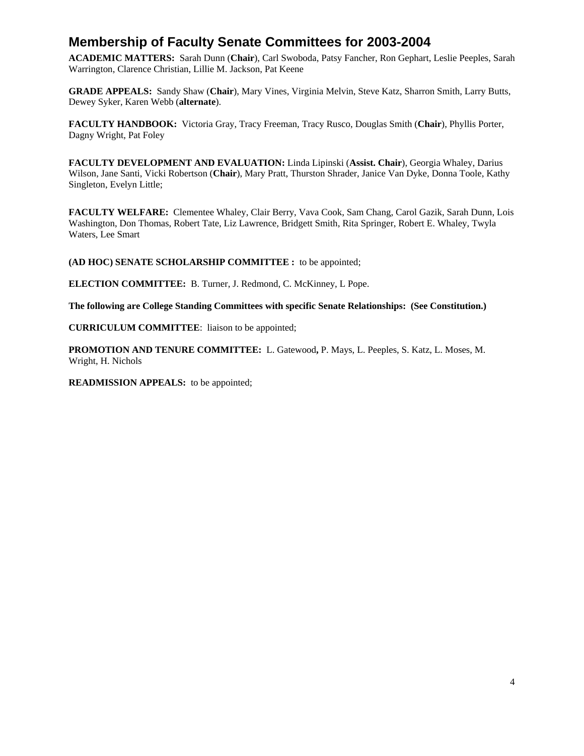# Membership of Faculty Senate Committees for 2003-2004

**ACADEMIC MATTERS:** Sarah Dunn (**Chair**), Carl Swoboda, Patsy Fancher, Ron Gephart, Leslie Peeples, Sarah Warrington, Clarence Christian, Lillie M. Jackson, Pat Keene

**GRADE APPEALS:** Sandy Shaw (**Chair**), Mary Vines, Virginia Melvin, Steve Katz, Sharron Smith, Larry Butts, Dewey Syker, Karen Webb (**alternate**).

**FACULTY HANDBOOK:** Victoria Gray, Tracy Freeman, Tracy Rusco, Douglas Smith (**Chair**), Phyllis Porter, Dagny Wright, Pat Foley

**FACULTY DEVELOPMENT AND EVALUATION:** Linda Lipinski (**Assist. Chair**), Georgia Whaley, Darius Wilson, Jane Santi, Vicki Robertson (**Chair**), Mary Pratt, Thurston Shrader, Janice Van Dyke, Donna Toole, Kathy Singleton, Evelyn Little;

**FACULTY WELFARE:** Clementee Whaley, Clair Berry, Vava Cook, Sam Chang, Carol Gazik, Sarah Dunn, Lois Washington, Don Thomas, Robert Tate, Liz Lawrence, Bridgett Smith, Rita Springer, Robert E. Whaley, Twyla Waters, Lee Smart

**(AD HOC) SENATE SCHOLARSHIP COMMITTEE :** to be appointed;

**ELECTION COMMITTEE:** B. Turner, J. Redmond, C. McKinney, L Pope.

**The following are College Standing Committees with specific Senate Relationships: (See Constitution.)**

**CURRICULUM COMMITTEE**: liaison to be appointed;

**PROMOTION AND TENURE COMMITTEE:** L. Gatewood**,** P. Mays, L. Peeples, S. Katz, L. Moses, M. Wright, H. Nichols

**READMISSION APPEALS:** to be appointed;